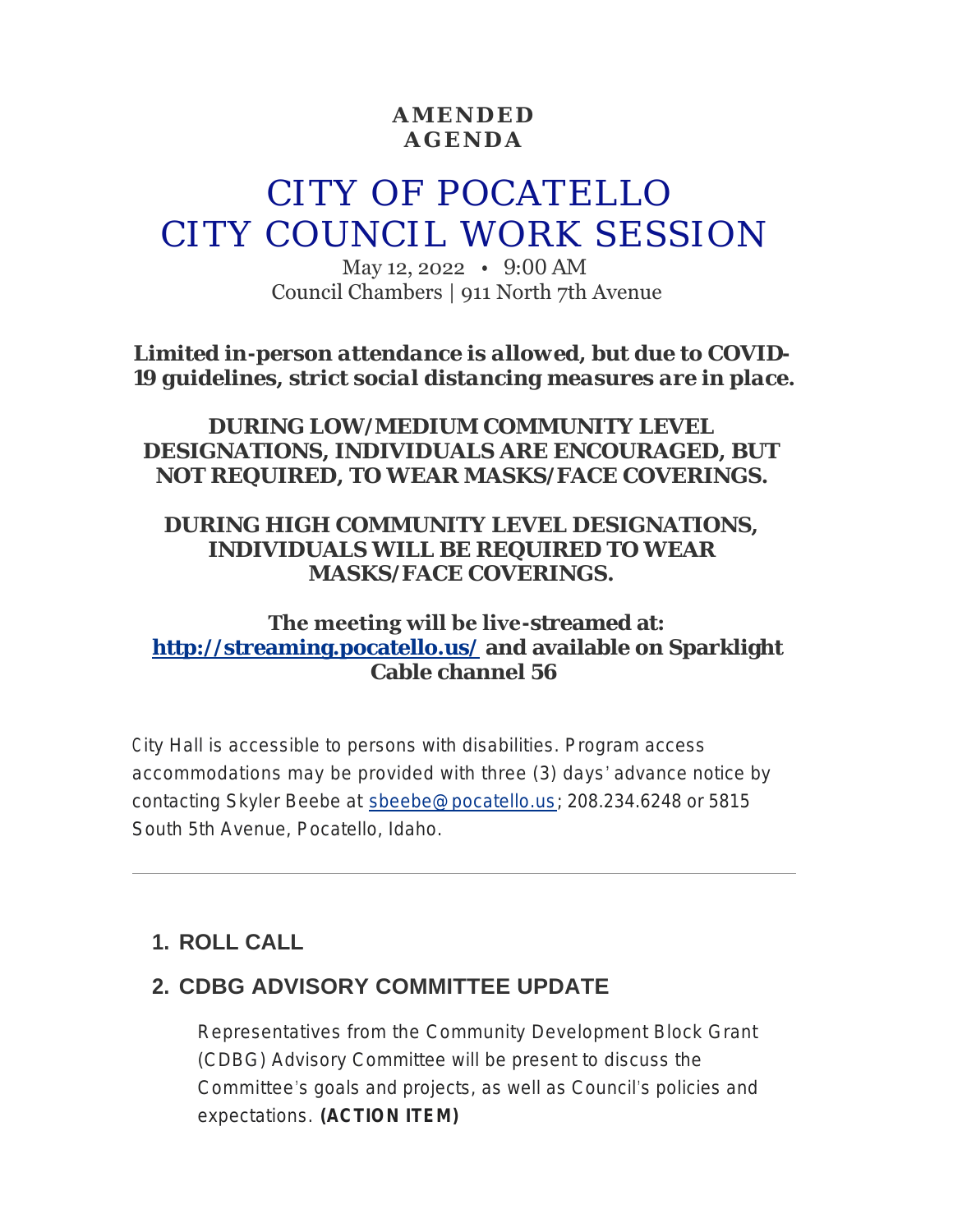**AMENDED AGENDA**

# CITY OF POCATELLO
# CITY COUNCIL WORK SESSION

May 12, 2022 • 9:00 AM
Council Chambers | 911 North 7th Avenue

***Limited in-person attendance is allowed, but due to COVID-19 guidelines, strict social distancing measures are in place.***

**DURING LOW/MEDIUM COMMUNITY LEVEL DESIGNATIONS, INDIVIDUALS ARE ENCOURAGED, BUT NOT REQUIRED, TO WEAR MASKS/FACE COVERINGS.**

**DURING HIGH COMMUNITY LEVEL DESIGNATIONS, INDIVIDUALS WILL BE REQUIRED TO WEAR MASKS/FACE COVERINGS.**

**The meeting will be live-streamed at: [http://streaming.pocatello.us/](http://streaming.pocatello.us/) and available on Sparklight Cable channel 56**

City Hall is accessible to persons with disabilities. Program access accommodations may be provided with three (3) days' advance notice by contacting Skyler Beebe at sbeebe@pocatello.us; 208.234.6248 or 5815 South 5th Avenue, Pocatello, Idaho.

---

## 1. ROLL CALL

## 2. CDBG ADVISORY COMMITTEE UPDATE

Representatives from the Community Development Block Grant (CDBG) Advisory Committee will be present to discuss the Committee's goals and projects, as well as Council's policies and expectations. **(ACTION ITEM)**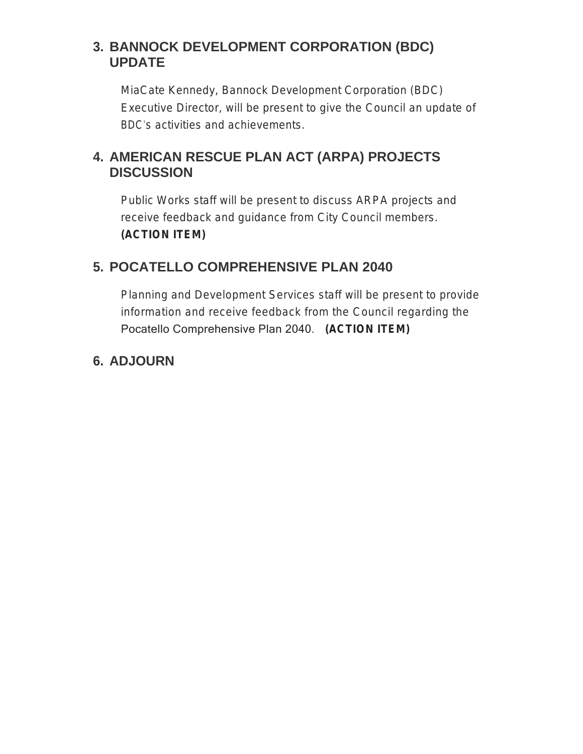## 3. BANNOCK DEVELOPMENT CORPORATION (BDC) UPDATE

MiaCate Kennedy, Bannock Development Corporation (BDC) Executive Director, will be present to give the Council an update of BDC's activities and achievements.

## 4. AMERICAN RESCUE PLAN ACT (ARPA) PROJECTS DISCUSSION

Public Works staff will be present to discuss ARPA projects and receive feedback and guidance from City Council members. **(ACTION ITEM)**

## 5. POCATELLO COMPREHENSIVE PLAN 2040

Planning and Development Services staff will be present to provide information and receive feedback from the Council regarding the Pocatello Comprehensive Plan 2040. **(ACTION ITEM)**

## 6. ADJOURN